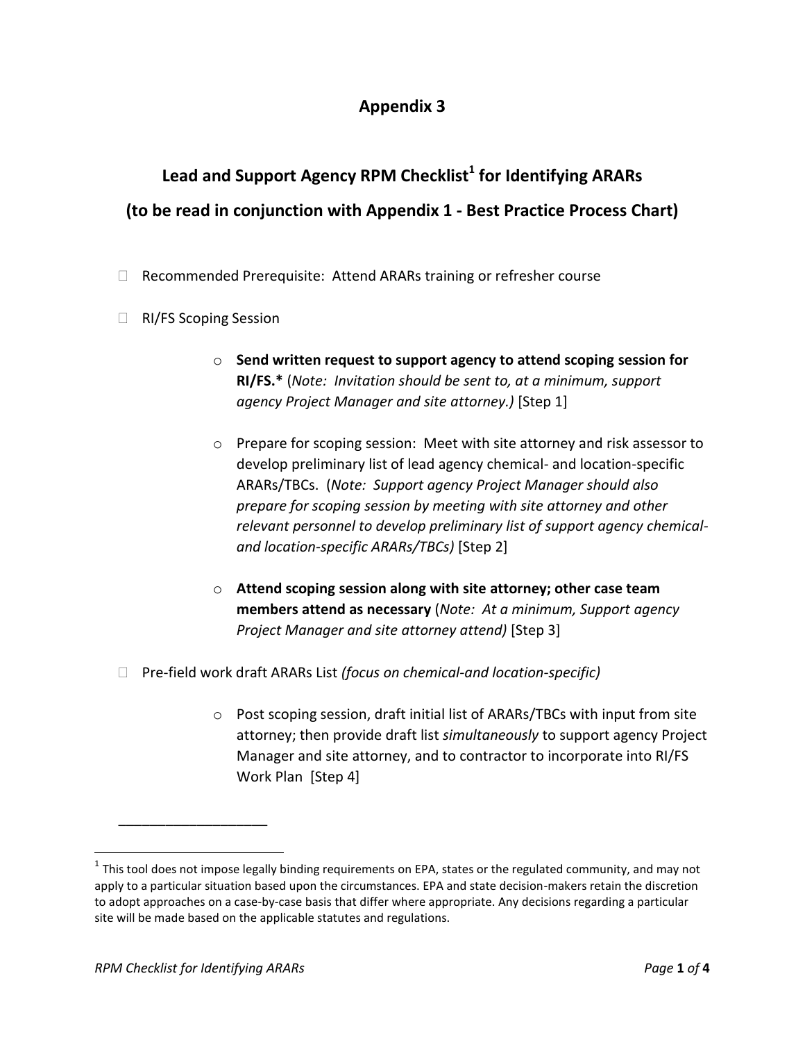# Appendix 3

## Lead and Support Agency RPM Checklist[1] for Identifying ARARs

## (to be read in conjunction with Appendix 1 - Best Practice Process Chart)

- ☐ Recommended Prerequisite: Attend ARARs training or refresher course
- ☐ RI/FS Scoping Session
  - **Send written request to support agency to attend scoping session for RI/FS.*** (*Note: Invitation should be sent to, at a minimum, support agency Project Manager and site attorney.)* [Step 1]
  - Prepare for scoping session: Meet with site attorney and risk assessor to develop preliminary list of lead agency chemical- and location-specific ARARs/TBCs. (*Note: Support agency Project Manager should also prepare for scoping session by meeting with site attorney and other relevant personnel to develop preliminary list of support agency chemical- and location-specific ARARs/TBCs)* [Step 2]
  - **Attend scoping session along with site attorney; other case team members attend as necessary** (*Note: At a minimum, Support agency Project Manager and site attorney attend)* [Step 3]
- ☐ Pre-field work draft ARARs List *(focus on chemical-and location-specific)*
  - Post scoping session, draft initial list of ARARs/TBCs with input from site attorney; then provide draft list *simultaneously* to support agency Project Manager and site attorney, and to contractor to incorporate into RI/FS Work Plan [Step 4]

___________________

[1] This tool does not impose legally binding requirements on EPA, states or the regulated community, and may not apply to a particular situation based upon the circumstances. EPA and state decision-makers retain the discretion to adopt approaches on a case-by-case basis that differ where appropriate. Any decisions regarding a particular site will be made based on the applicable statutes and regulations.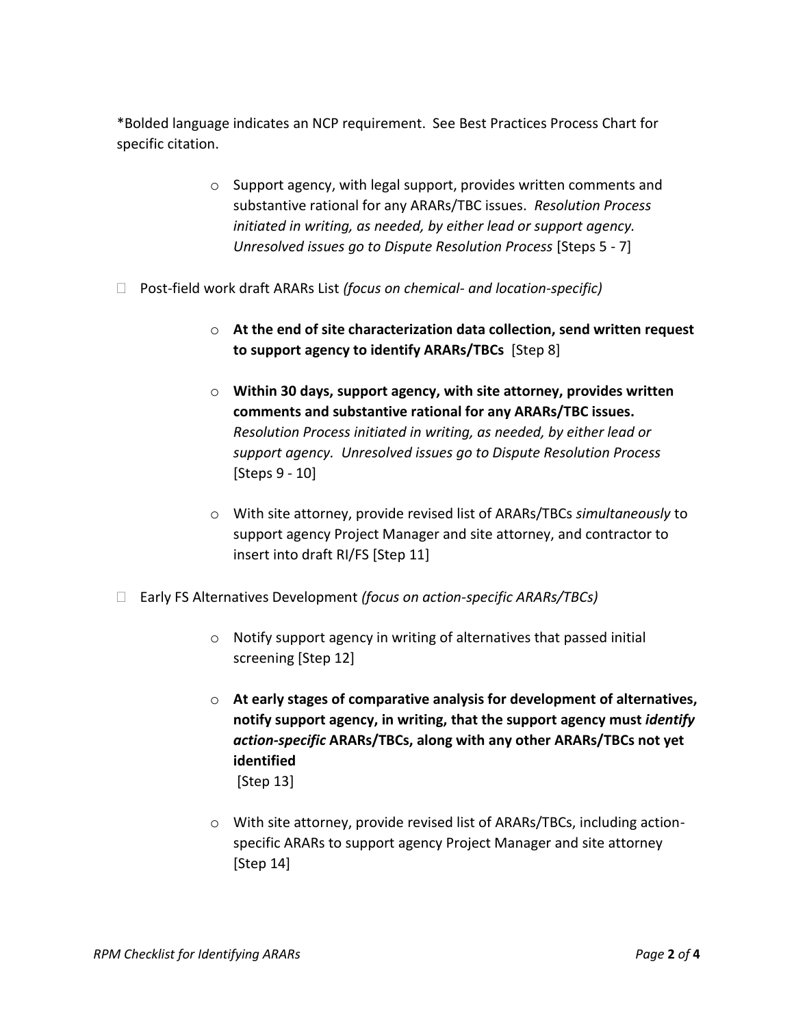*Bolded language indicates an NCP requirement. See Best Practices Process Chart for specific citation.

   - Support agency, with legal support, provides written comments and substantive rational for any ARARs/TBC issues. *Resolution Process initiated in writing, as needed, by either lead or support agency. Unresolved issues go to Dispute Resolution Process* [Steps 5 - 7]

- Post-field work draft ARARs List *(focus on chemical- and location-specific)*

   - **At the end of site characterization data collection, send written request to support agency to identify ARARs/TBCs** [Step 8]

   - **Within 30 days, support agency, with site attorney, provides written comments and substantive rational for any ARARs/TBC issues.** *Resolution Process initiated in writing, as needed, by either lead or support agency. Unresolved issues go to Dispute Resolution Process* [Steps 9 - 10]

   - With site attorney, provide revised list of ARARs/TBCs *simultaneously* to support agency Project Manager and site attorney, and contractor to insert into draft RI/FS [Step 11]

- Early FS Alternatives Development *(focus on action-specific ARARs/TBCs)*

   - Notify support agency in writing of alternatives that passed initial screening [Step 12]

   - **At early stages of comparative analysis for development of alternatives, notify support agency, in writing, that the support agency must *identify action-specific* ARARs/TBCs, along with any other ARARs/TBCs not yet identified**
     [Step 13]

   - With site attorney, provide revised list of ARARs/TBCs, including action-specific ARARs to support agency Project Manager and site attorney [Step 14]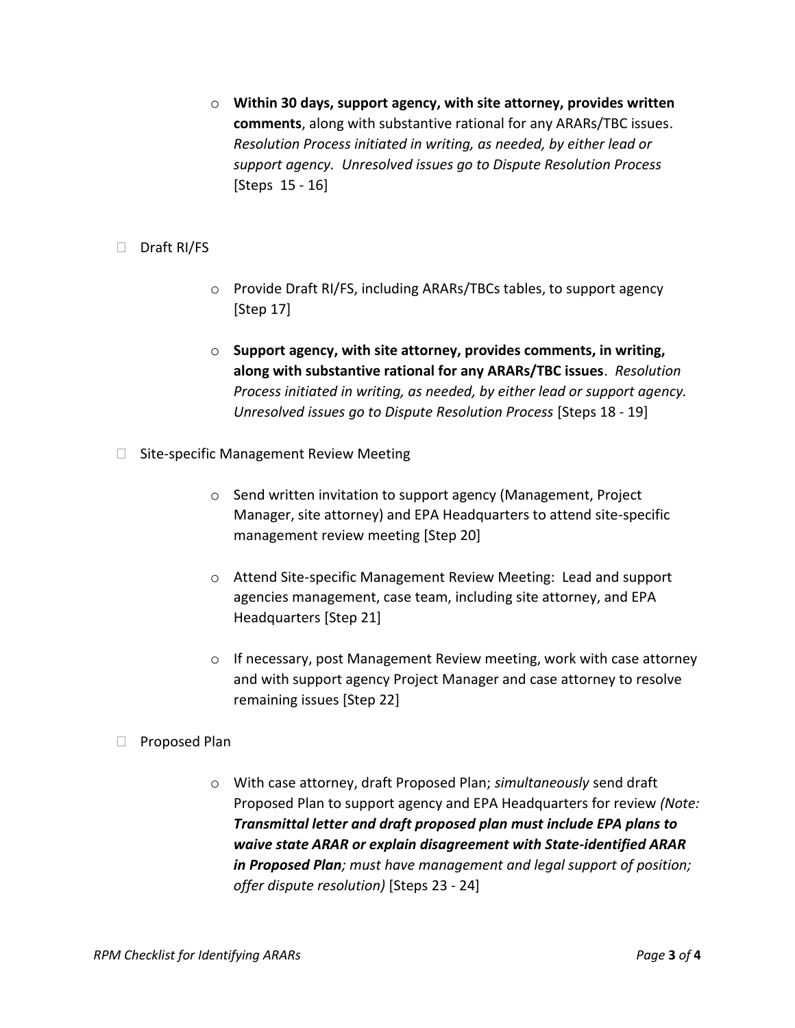- **Within 30 days, support agency, with site attorney, provides written comments**, along with substantive rational for any ARARs/TBC issues. *Resolution Process initiated in writing, as needed, by either lead or support agency. Unresolved issues go to Dispute Resolution Process* [Steps 15 - 16]

- Draft RI/FS
  - Provide Draft RI/FS, including ARARs/TBCs tables, to support agency [Step 17]
  - **Support agency, with site attorney, provides comments, in writing, along with substantive rational for any ARARs/TBC issues**. *Resolution Process initiated in writing, as needed, by either lead or support agency. Unresolved issues go to Dispute Resolution Process* [Steps 18 - 19]

- Site-specific Management Review Meeting
  - Send written invitation to support agency (Management, Project Manager, site attorney) and EPA Headquarters to attend site-specific management review meeting [Step 20]
  - Attend Site-specific Management Review Meeting: Lead and support agencies management, case team, including site attorney, and EPA Headquarters [Step 21]
  - If necessary, post Management Review meeting, work with case attorney and with support agency Project Manager and case attorney to resolve remaining issues [Step 22]

- Proposed Plan
  - With case attorney, draft Proposed Plan; *simultaneously* send draft Proposed Plan to support agency and EPA Headquarters for review *(Note: **Transmittal letter and draft proposed plan must include EPA plans to waive state ARAR or explain disagreement with State-identified ARAR in Proposed Plan**; must have management and legal support of position; offer dispute resolution)* [Steps 23 - 24]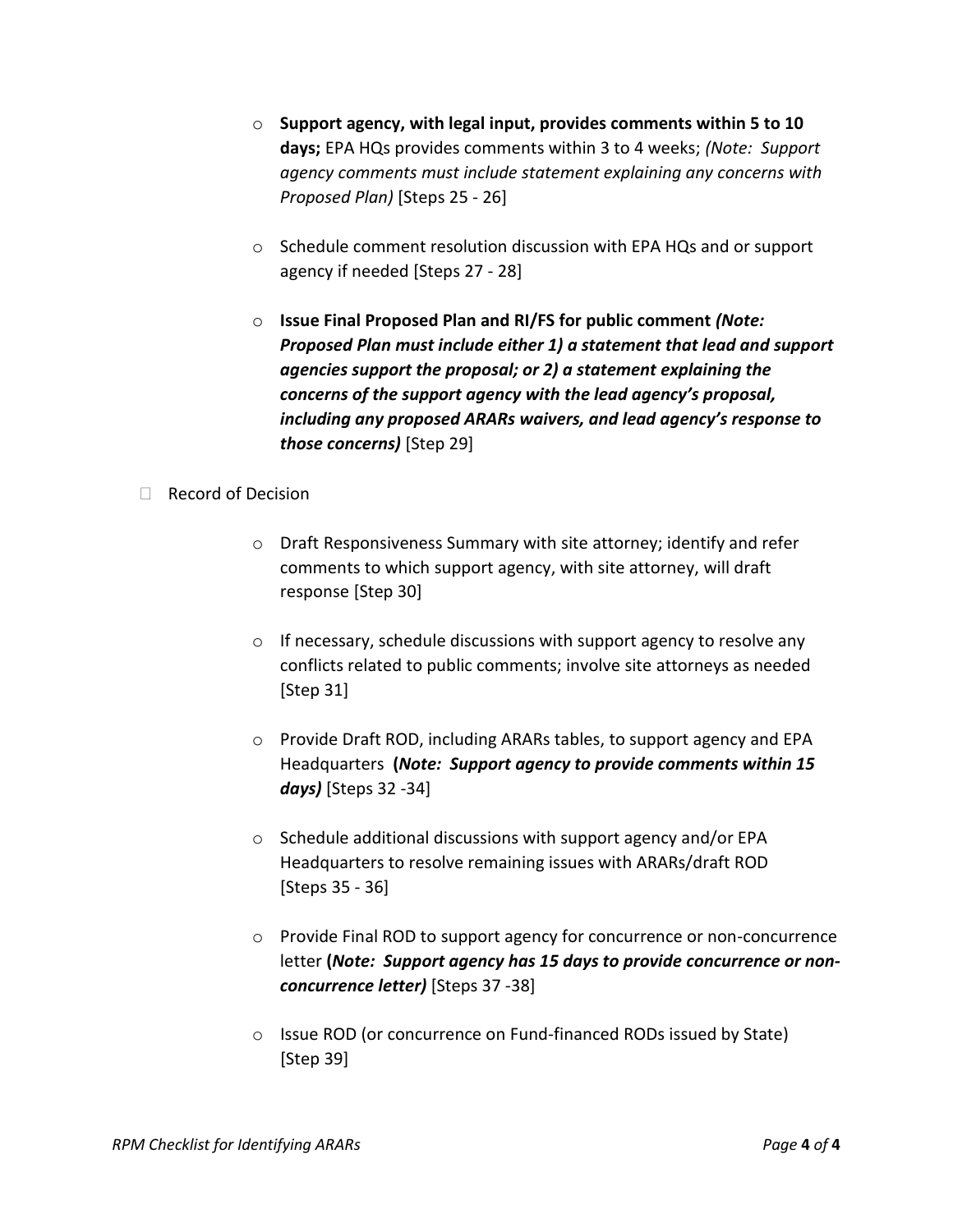- **Support agency, with legal input, provides comments within 5 to 10 days;** EPA HQs provides comments within 3 to 4 weeks; *(Note: Support agency comments must include statement explaining any concerns with Proposed Plan)* [Steps 25 - 26]

- Schedule comment resolution discussion with EPA HQs and or support agency if needed [Steps 27 - 28]

- **Issue Final Proposed Plan and RI/FS for public comment *(Note: Proposed Plan must include either 1) a statement that lead and support agencies support the proposal; or 2) a statement explaining the concerns of the support agency with the lead agency's proposal, including any proposed ARARs waivers, and lead agency's response to those concerns)*** [Step 29]

- Record of Decision

  - Draft Responsiveness Summary with site attorney; identify and refer comments to which support agency, with site attorney, will draft response [Step 30]

  - If necessary, schedule discussions with support agency to resolve any conflicts related to public comments; involve site attorneys as needed [Step 31]

  - Provide Draft ROD, including ARARs tables, to support agency and EPA Headquarters **(*Note: Support agency to provide comments within 15 days)*** [Steps 32 -34]

  - Schedule additional discussions with support agency and/or EPA Headquarters to resolve remaining issues with ARARs/draft ROD [Steps 35 - 36]

  - Provide Final ROD to support agency for concurrence or non-concurrence letter **(*Note: Support agency has 15 days to provide concurrence or non-concurrence letter)*** [Steps 37 -38]

  - Issue ROD (or concurrence on Fund-financed RODs issued by State) [Step 39]